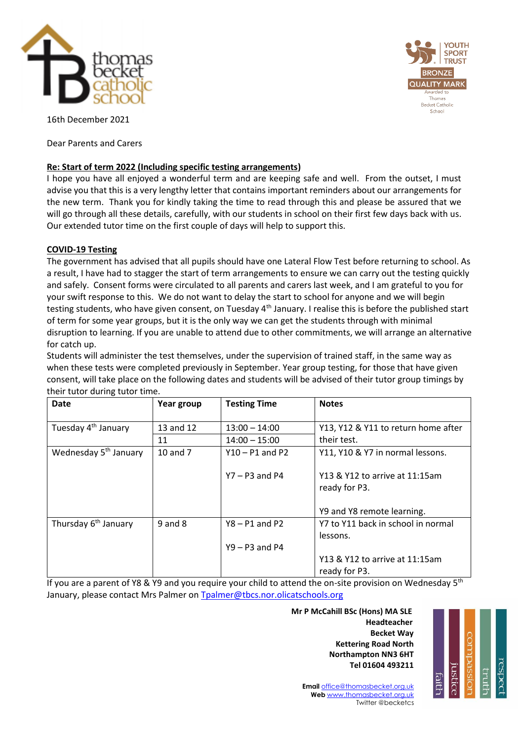16th December 2021

Dear Parents and Carers

**Re: Start of term 2022 (Including specific testing arrangements)**

I hope you have all enjoyed a wonderful term and are keeping safe and well. From the outset, I must advise you that this is a very lengthy letter that contains important reminders about our arrangements for the new term. Thank you for kindly taking the time to read through this and please be assured that we will go through all these details, carefully, with our students in school on their first few days back with us. Our extended tutor time on the first couple of days will help to support this.

**COVID-19 Testing**

The government has advised that all pupils should have one Lateral Flow Test before returning to school. As a result, I have had to stagger the start of term arrangements to ensure we can carry out the testing quickly and safely. Consent forms were circulated to all parents and carers last week, and I am grateful to you for your swift response to this. We do not want to delay the start to school for anyone and we will begin testing students, who have given consent, on Tuesday 4th January. I realise this is before the published start of term for some year groups, but it is the only way we can get the students through with minimal disruption to learning. If you are unable to attend due to other commitments, we will arrange an alternative for catch up.

Students will administer the test themselves, under the supervision of trained staff, in the same way as when these tests were completed previously in September. Year group testing, for those that have given consent, will take place on the following dates and students will be advised of their tutor group timings by their tutor during tutor time.

| Date | Year group | Testing Time | Notes |
|---|---|---|---|
| Tuesday 4th January | 13 and 12 | 13:00 – 14:00 | Y13, Y12 & Y11 to return home after their test. |
| | 11 | 14:00 – 15:00 | |
| Wednesday 5th January | 10 and 7 | Y10 – P1 and P2<br><br>Y7 – P3 and P4 | Y11, Y10 & Y7 in normal lessons.<br><br>Y13 & Y12 to arrive at 11:15am ready for P3.<br><br>Y9 and Y8 remote learning. |
| Thursday 6th January | 9 and 8 | Y8 – P1 and P2<br><br>Y9 – P3 and P4 | Y7 to Y11 back in school in normal lessons.<br><br>Y13 & Y12 to arrive at 11:15am ready for P3. |

If you are a parent of Y8 & Y9 and you require your child to attend the on-site provision on Wednesday 5th January, please contact Mrs Palmer on Tpalmer@tbcs.nor.olicatschools.org

**Mr P McCahill BSc (Hons) MA SLE**
**Headteacher**
**Becket Way**
**Kettering Road North**
**Northampton NN3 6HT**
**Tel 01604 493211**

**Email** office@thomasbecket.org.uk
**Web** www.thomasbecket.org.uk
Twitter @becketcs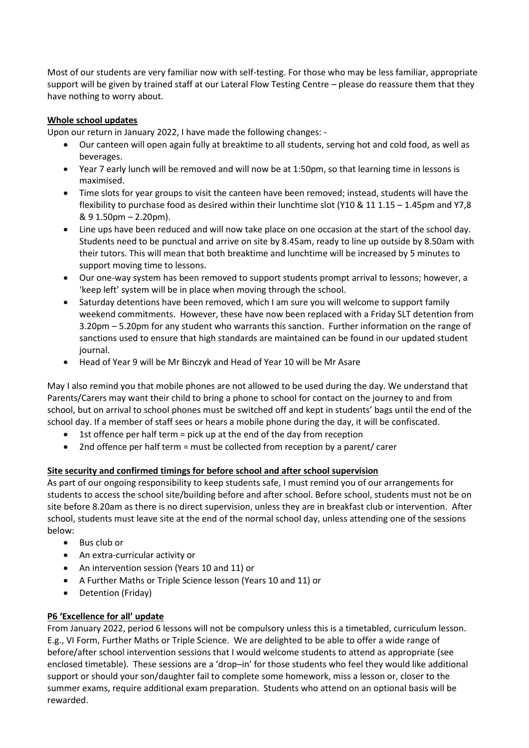Most of our students are very familiar now with self-testing. For those who may be less familiar, appropriate support will be given by trained staff at our Lateral Flow Testing Centre – please do reassure them that they have nothing to worry about.

**Whole school updates**

Upon our return in January 2022, I have made the following changes: -

- Our canteen will open again fully at breaktime to all students, serving hot and cold food, as well as beverages.
- Year 7 early lunch will be removed and will now be at 1:50pm, so that learning time in lessons is maximised.
- Time slots for year groups to visit the canteen have been removed; instead, students will have the flexibility to purchase food as desired within their lunchtime slot (Y10 & 11 1.15 – 1.45pm and Y7,8 & 9 1.50pm – 2.20pm).
- Line ups have been reduced and will now take place on one occasion at the start of the school day. Students need to be punctual and arrive on site by 8.45am, ready to line up outside by 8.50am with their tutors. This will mean that both breaktime and lunchtime will be increased by 5 minutes to support moving time to lessons.
- Our one-way system has been removed to support students prompt arrival to lessons; however, a 'keep left' system will be in place when moving through the school.
- Saturday detentions have been removed, which I am sure you will welcome to support family weekend commitments. However, these have now been replaced with a Friday SLT detention from 3.20pm – 5.20pm for any student who warrants this sanction. Further information on the range of sanctions used to ensure that high standards are maintained can be found in our updated student journal.
- Head of Year 9 will be Mr Binczyk and Head of Year 10 will be Mr Asare

May I also remind you that mobile phones are not allowed to be used during the day. We understand that Parents/Carers may want their child to bring a phone to school for contact on the journey to and from school, but on arrival to school phones must be switched off and kept in students' bags until the end of the school day. If a member of staff sees or hears a mobile phone during the day, it will be confiscated.

- 1st offence per half term = pick up at the end of the day from reception
- 2nd offence per half term = must be collected from reception by a parent/ carer

**Site security and confirmed timings for before school and after school supervision**

As part of our ongoing responsibility to keep students safe, I must remind you of our arrangements for students to access the school site/building before and after school. Before school, students must not be on site before 8.20am as there is no direct supervision, unless they are in breakfast club or intervention. After school, students must leave site at the end of the normal school day, unless attending one of the sessions below:

- Bus club or
- An extra-curricular activity or
- An intervention session (Years 10 and 11) or
- A Further Maths or Triple Science lesson (Years 10 and 11) or
- Detention (Friday)

**P6 'Excellence for all' update**

From January 2022, period 6 lessons will not be compulsory unless this is a timetabled, curriculum lesson. E.g., VI Form, Further Maths or Triple Science. We are delighted to be able to offer a wide range of before/after school intervention sessions that I would welcome students to attend as appropriate (see enclosed timetable). These sessions are a 'drop–in' for those students who feel they would like additional support or should your son/daughter fail to complete some homework, miss a lesson or, closer to the summer exams, require additional exam preparation. Students who attend on an optional basis will be rewarded.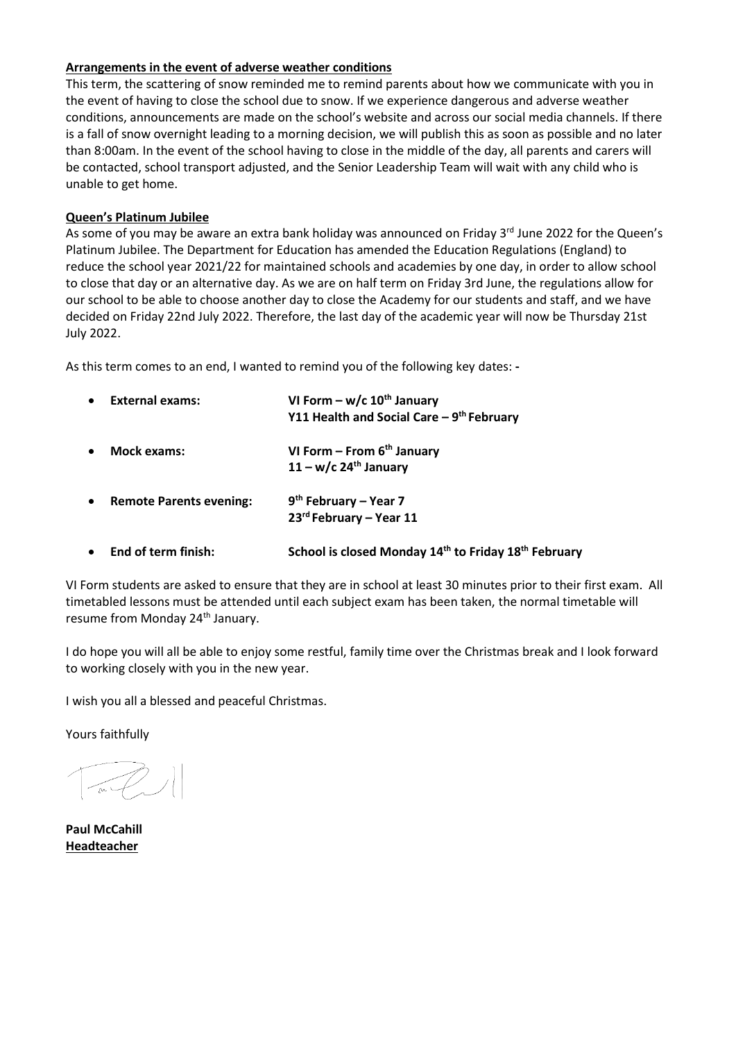**Arrangements in the event of adverse weather conditions**

This term, the scattering of snow reminded me to remind parents about how we communicate with you in the event of having to close the school due to snow. If we experience dangerous and adverse weather conditions, announcements are made on the school's website and across our social media channels. If there is a fall of snow overnight leading to a morning decision, we will publish this as soon as possible and no later than 8:00am. In the event of the school having to close in the middle of the day, all parents and carers will be contacted, school transport adjusted, and the Senior Leadership Team will wait with any child who is unable to get home.

**Queen's Platinum Jubilee**

As some of you may be aware an extra bank holiday was announced on Friday 3rd June 2022 for the Queen's Platinum Jubilee. The Department for Education has amended the Education Regulations (England) to reduce the school year 2021/22 for maintained schools and academies by one day, in order to allow school to close that day or an alternative day. As we are on half term on Friday 3rd June, the regulations allow for our school to be able to choose another day to close the Academy for our students and staff, and we have decided on Friday 22nd July 2022. Therefore, the last day of the academic year will now be Thursday 21st July 2022.

As this term comes to an end, I wanted to remind you of the following key dates: -

- **External exams:** **VI Form – w/c 10th January**
  **Y11 Health and Social Care – 9th February**
- **Mock exams:** **VI Form – From 6th January**
  **11 – w/c 24th January**
- **Remote Parents evening:** **9th February – Year 7**
  **23rd February – Year 11**
- **End of term finish:** **School is closed Monday 14th to Friday 18th February**

VI Form students are asked to ensure that they are in school at least 30 minutes prior to their first exam. All timetabled lessons must be attended until each subject exam has been taken, the normal timetable will resume from Monday 24th January.

I do hope you will all be able to enjoy some restful, family time over the Christmas break and I look forward to working closely with you in the new year.

I wish you all a blessed and peaceful Christmas.

Yours faithfully

**Paul McCahill**
**Headteacher**